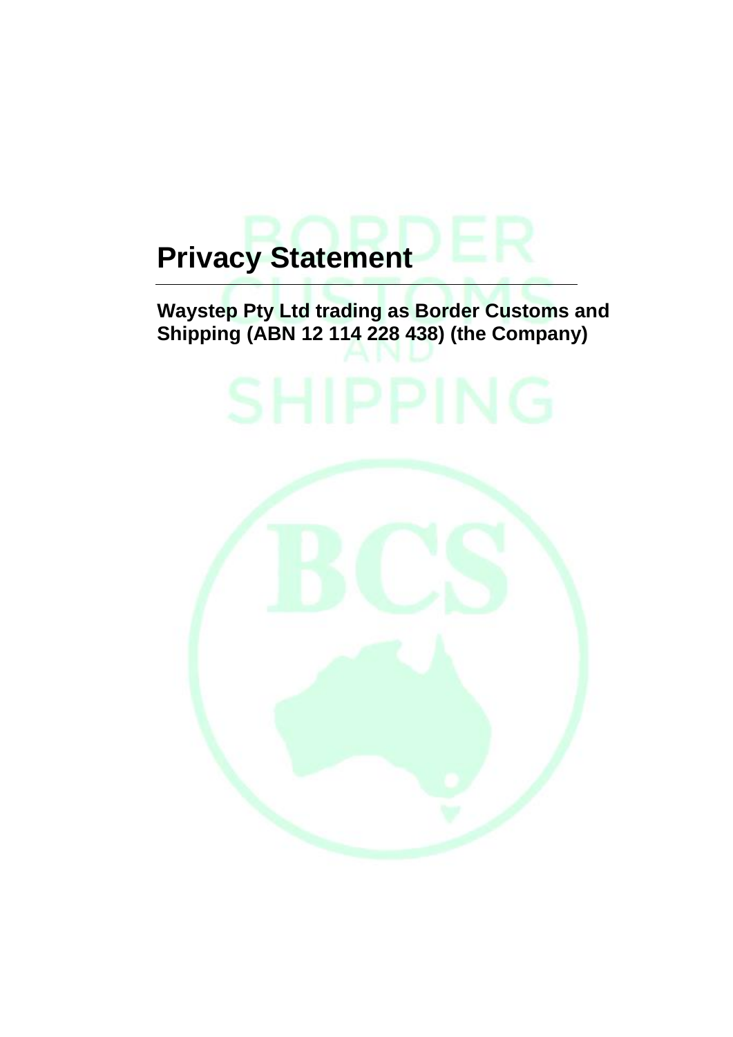# Privacy Statement

**Waystep Pty Ltd trading as Border Customs and Shipping (ABN 12 114 228 438) (the Company)**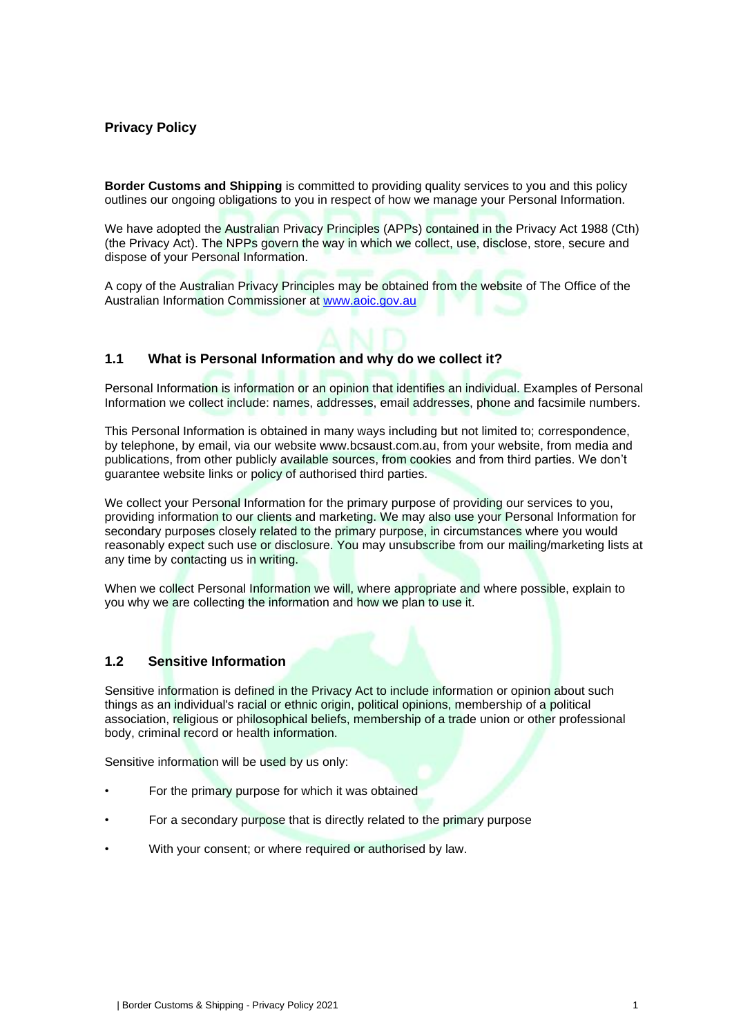## Privacy Policy

**Border Customs and Shipping** is committed to providing quality services to you and this policy outlines our ongoing obligations to you in respect of how we manage your Personal Information.

We have adopted the Australian Privacy Principles (APPs) contained in the Privacy Act 1988 (Cth) (the Privacy Act). The NPPs govern the way in which we collect, use, disclose, store, secure and dispose of your Personal Information.

A copy of the Australian Privacy Principles may be obtained from the website of The Office of the Australian Information Commissioner at [www.aoic.gov.au](www.aoic.gov.au)

### 1.1 What is Personal Information and why do we collect it?

Personal Information is information or an opinion that identifies an individual. Examples of Personal Information we collect include: names, addresses, email addresses, phone and facsimile numbers.

This Personal Information is obtained in many ways including but not limited to; correspondence, by telephone, by email, via our website www.bcsaust.com.au, from your website, from media and publications, from other publicly available sources, from cookies and from third parties. We don't guarantee website links or policy of authorised third parties.

We collect your Personal Information for the primary purpose of providing our services to you, providing information to our clients and marketing. We may also use your Personal Information for secondary purposes closely related to the primary purpose, in circumstances where you would reasonably expect such use or disclosure. You may unsubscribe from our mailing/marketing lists at any time by contacting us in writing.

When we collect Personal Information we will, where appropriate and where possible, explain to you why we are collecting the information and how we plan to use it.

### 1.2 Sensitive Information

Sensitive information is defined in the Privacy Act to include information or opinion about such things as an individual's racial or ethnic origin, political opinions, membership of a political association, religious or philosophical beliefs, membership of a trade union or other professional body, criminal record or health information.

Sensitive information will be used by us only:

- For the primary purpose for which it was obtained
- For a secondary purpose that is directly related to the primary purpose
- With your consent; or where required or authorised by law.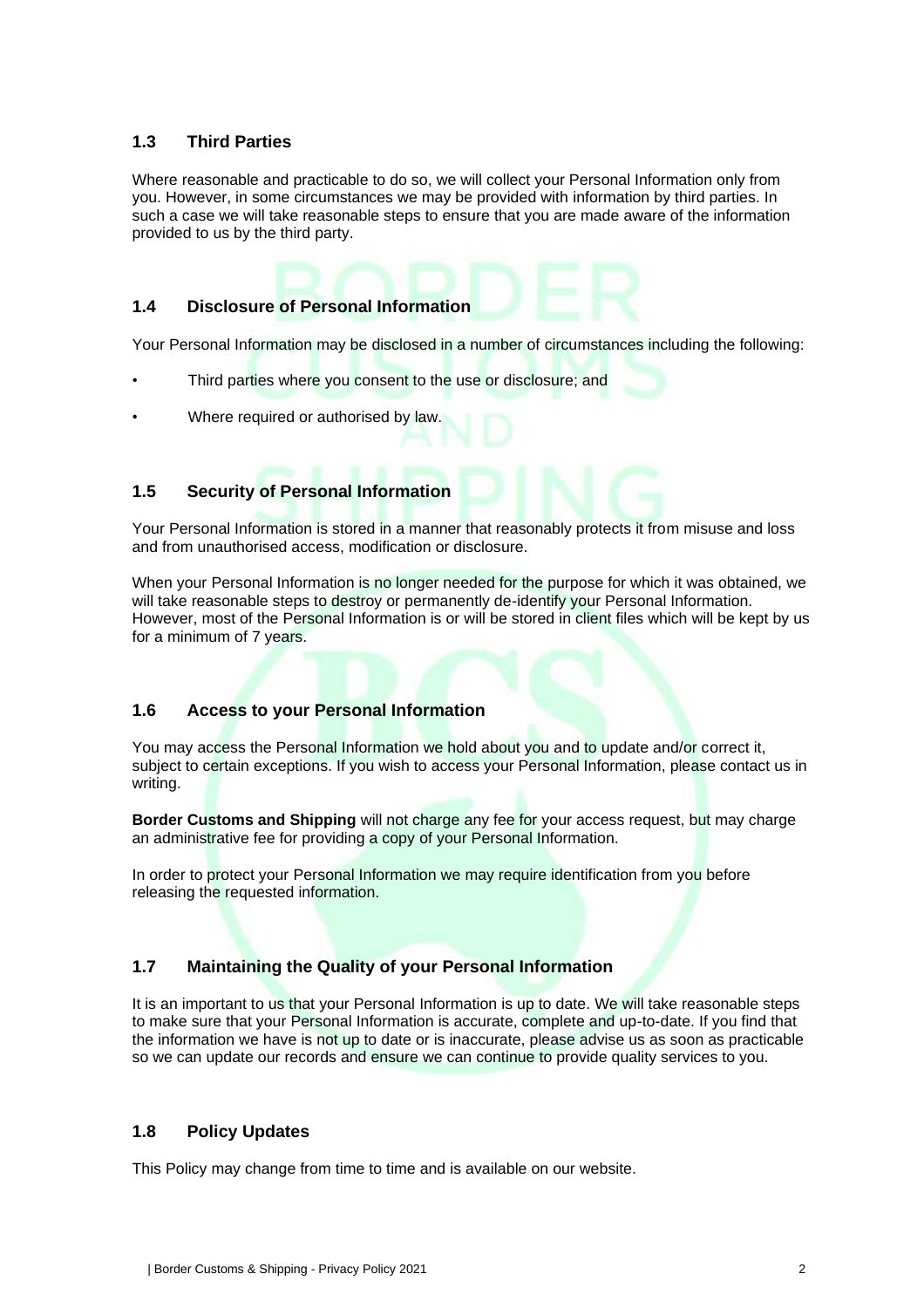## 1.3 Third Parties

Where reasonable and practicable to do so, we will collect your Personal Information only from you. However, in some circumstances we may be provided with information by third parties. In such a case we will take reasonable steps to ensure that you are made aware of the information provided to us by the third party.

## 1.4 Disclosure of Personal Information

Your Personal Information may be disclosed in a number of circumstances including the following:

- Third parties where you consent to the use or disclosure; and
- Where required or authorised by law.

## 1.5 Security of Personal Information

Your Personal Information is stored in a manner that reasonably protects it from misuse and loss and from unauthorised access, modification or disclosure.

When your Personal Information is no longer needed for the purpose for which it was obtained, we will take reasonable steps to destroy or permanently de-identify your Personal Information. However, most of the Personal Information is or will be stored in client files which will be kept by us for a minimum of 7 years.

## 1.6 Access to your Personal Information

You may access the Personal Information we hold about you and to update and/or correct it, subject to certain exceptions. If you wish to access your Personal Information, please contact us in writing.

**Border Customs and Shipping** will not charge any fee for your access request, but may charge an administrative fee for providing a copy of your Personal Information.

In order to protect your Personal Information we may require identification from you before releasing the requested information.

## 1.7 Maintaining the Quality of your Personal Information

It is an important to us that your Personal Information is up to date. We will take reasonable steps to make sure that your Personal Information is accurate, complete and up-to-date. If you find that the information we have is not up to date or is inaccurate, please advise us as soon as practicable so we can update our records and ensure we can continue to provide quality services to you.

## 1.8 Policy Updates

This Policy may change from time to time and is available on our website.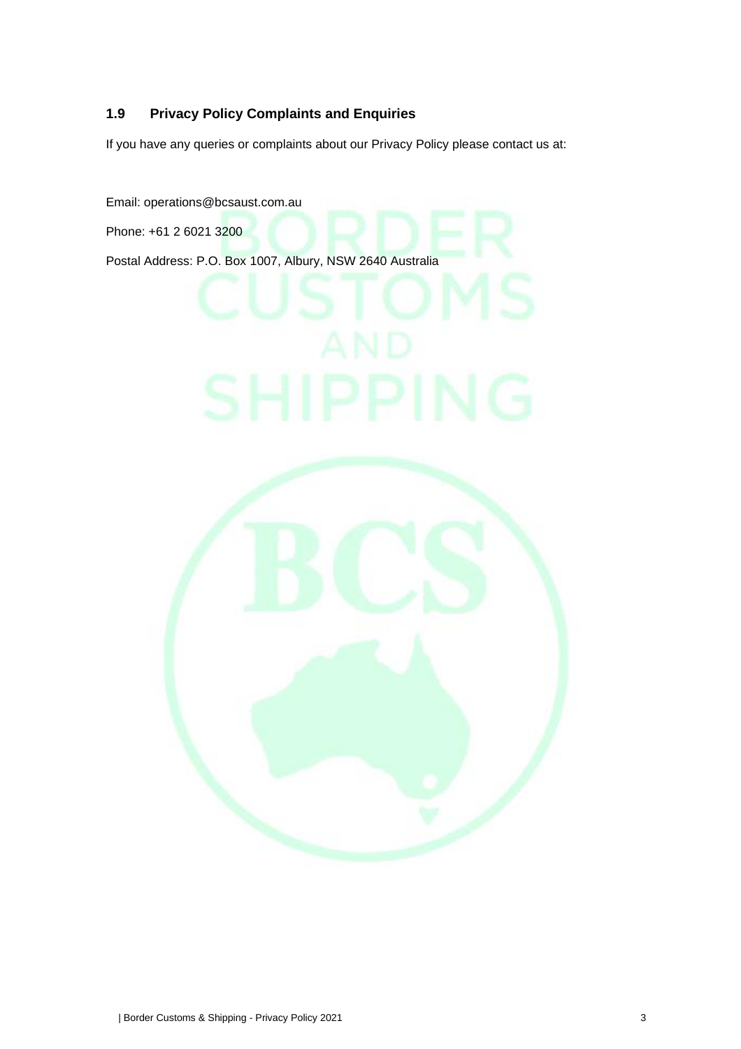## 1.9 Privacy Policy Complaints and Enquiries

If you have any queries or complaints about our Privacy Policy please contact us at:

Email: operations@bcsaust.com.au

Phone: +61 2 6021 3200

Postal Address: P.O. Box 1007, Albury, NSW 2640 Australia